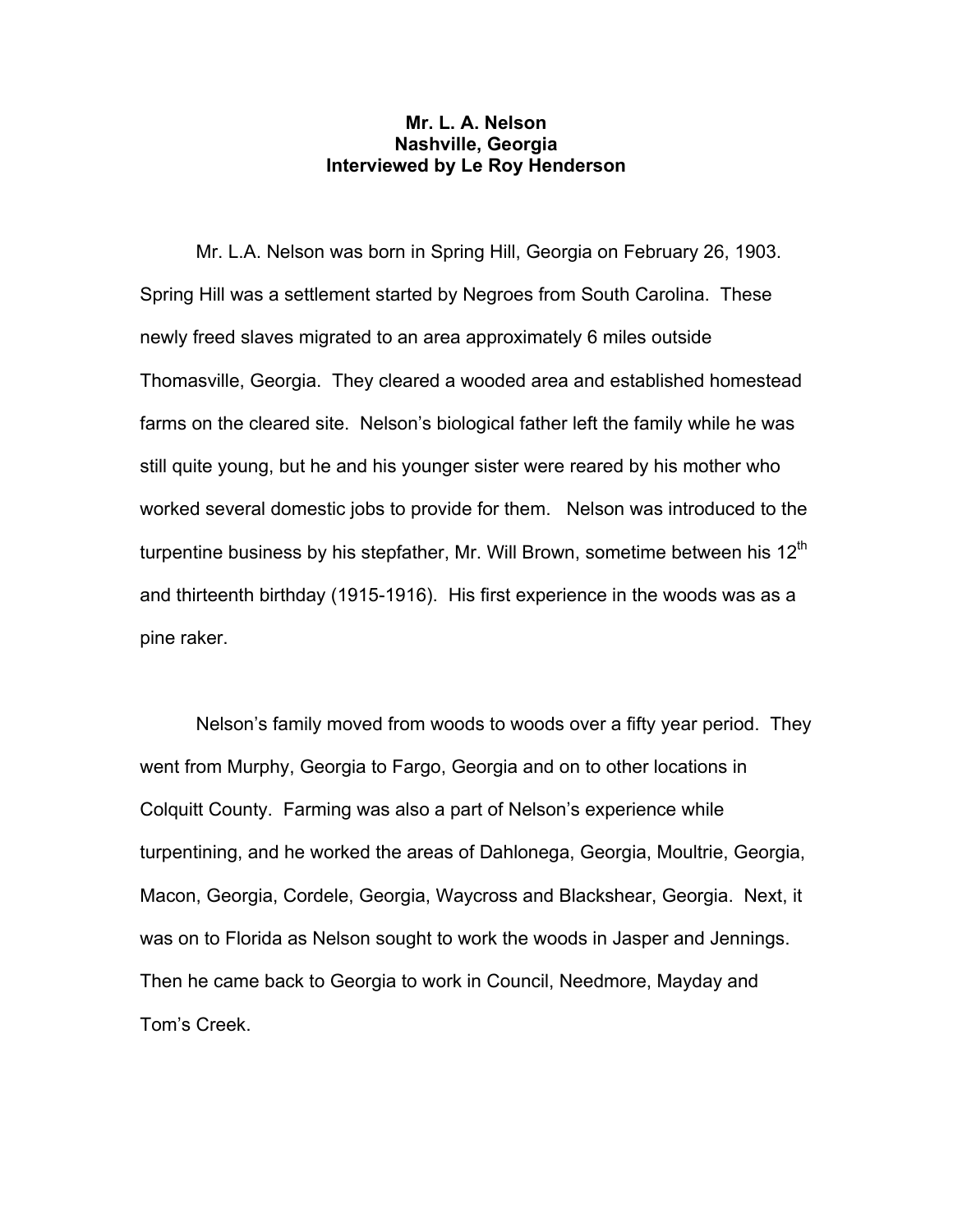**Mr. L. A. Nelson**
**Nashville, Georgia**
**Interviewed by Le Roy Henderson**

Mr. L.A. Nelson was born in Spring Hill, Georgia on February 26, 1903. Spring Hill was a settlement started by Negroes from South Carolina. These newly freed slaves migrated to an area approximately 6 miles outside Thomasville, Georgia. They cleared a wooded area and established homestead farms on the cleared site. Nelson's biological father left the family while he was still quite young, but he and his younger sister were reared by his mother who worked several domestic jobs to provide for them. Nelson was introduced to the turpentine business by his stepfather, Mr. Will Brown, sometime between his 12th and thirteenth birthday (1915-1916). His first experience in the woods was as a pine raker.

Nelson's family moved from woods to woods over a fifty year period. They went from Murphy, Georgia to Fargo, Georgia and on to other locations in Colquitt County. Farming was also a part of Nelson's experience while turpentining, and he worked the areas of Dahlonega, Georgia, Moultrie, Georgia, Macon, Georgia, Cordele, Georgia, Waycross and Blackshear, Georgia. Next, it was on to Florida as Nelson sought to work the woods in Jasper and Jennings. Then he came back to Georgia to work in Council, Needmore, Mayday and Tom's Creek.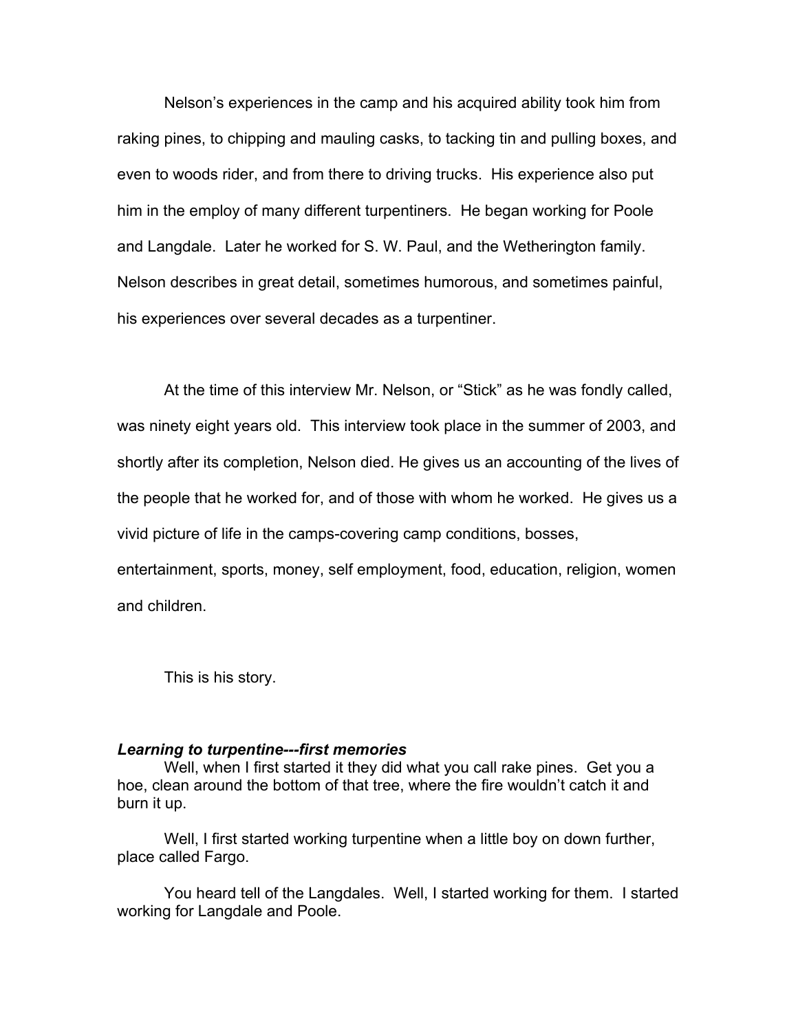Nelson's experiences in the camp and his acquired ability took him from raking pines, to chipping and mauling casks, to tacking tin and pulling boxes, and even to woods rider, and from there to driving trucks. His experience also put him in the employ of many different turpentiners. He began working for Poole and Langdale. Later he worked for S. W. Paul, and the Wetherington family. Nelson describes in great detail, sometimes humorous, and sometimes painful, his experiences over several decades as a turpentiner.

At the time of this interview Mr. Nelson, or "Stick" as he was fondly called, was ninety eight years old. This interview took place in the summer of 2003, and shortly after its completion, Nelson died. He gives us an accounting of the lives of the people that he worked for, and of those with whom he worked. He gives us a vivid picture of life in the camps-covering camp conditions, bosses, entertainment, sports, money, self employment, food, education, religion, women and children.

This is his story.

***Learning to turpentine---first memories***

Well, when I first started it they did what you call rake pines. Get you a hoe, clean around the bottom of that tree, where the fire wouldn't catch it and burn it up.

Well, I first started working turpentine when a little boy on down further, place called Fargo.

You heard tell of the Langdales. Well, I started working for them. I started working for Langdale and Poole.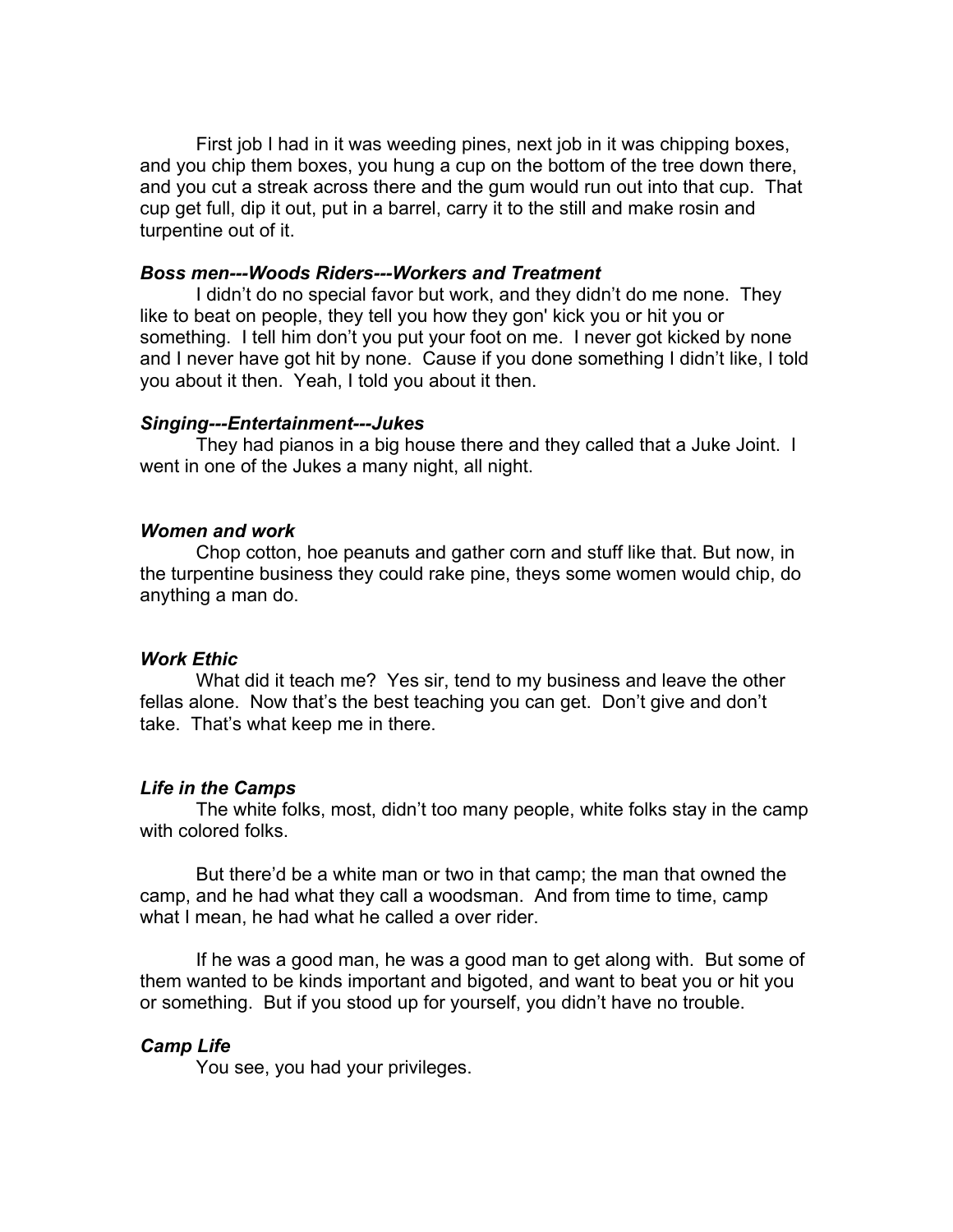First job I had in it was weeding pines, next job in it was chipping boxes, and you chip them boxes, you hung a cup on the bottom of the tree down there, and you cut a streak across there and the gum would run out into that cup. That cup get full, dip it out, put in a barrel, carry it to the still and make rosin and turpentine out of it.

***Boss men---Woods Riders---Workers and Treatment***

I didn't do no special favor but work, and they didn't do me none. They like to beat on people, they tell you how they gon' kick you or hit you or something. I tell him don't you put your foot on me. I never got kicked by none and I never have got hit by none. Cause if you done something I didn't like, I told you about it then. Yeah, I told you about it then.

***Singing---Entertainment---Jukes***

They had pianos in a big house there and they called that a Juke Joint. I went in one of the Jukes a many night, all night.

***Women and work***

Chop cotton, hoe peanuts and gather corn and stuff like that. But now, in the turpentine business they could rake pine, theys some women would chip, do anything a man do.

***Work Ethic***

What did it teach me? Yes sir, tend to my business and leave the other fellas alone. Now that's the best teaching you can get. Don't give and don't take. That's what keep me in there.

***Life in the Camps***

The white folks, most, didn't too many people, white folks stay in the camp with colored folks.

But there'd be a white man or two in that camp; the man that owned the camp, and he had what they call a woodsman. And from time to time, camp what I mean, he had what he called a over rider.

If he was a good man, he was a good man to get along with. But some of them wanted to be kinds important and bigoted, and want to beat you or hit you or something. But if you stood up for yourself, you didn't have no trouble.

***Camp Life***

You see, you had your privileges.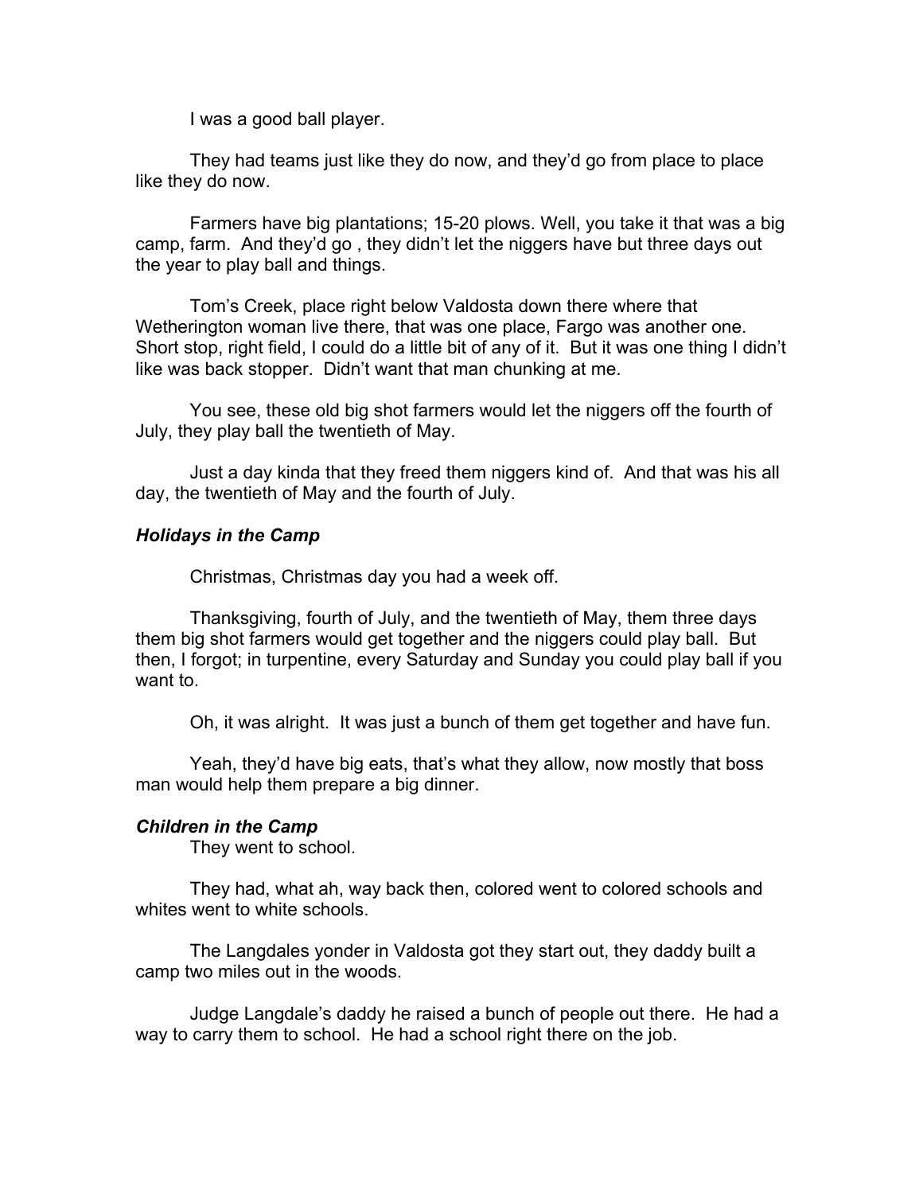I was a good ball player.

They had teams just like they do now, and they'd go from place to place like they do now.

Farmers have big plantations; 15-20 plows. Well, you take it that was a big camp, farm. And they'd go , they didn't let the niggers have but three days out the year to play ball and things.

Tom's Creek, place right below Valdosta down there where that Wetherington woman live there, that was one place, Fargo was another one. Short stop, right field, I could do a little bit of any of it. But it was one thing I didn't like was back stopper. Didn't want that man chunking at me.

You see, these old big shot farmers would let the niggers off the fourth of July, they play ball the twentieth of May.

Just a day kinda that they freed them niggers kind of. And that was his all day, the twentieth of May and the fourth of July.

### *Holidays in the Camp*

Christmas, Christmas day you had a week off.

Thanksgiving, fourth of July, and the twentieth of May, them three days them big shot farmers would get together and the niggers could play ball. But then, I forgot; in turpentine, every Saturday and Sunday you could play ball if you want to.

Oh, it was alright. It was just a bunch of them get together and have fun.

Yeah, they'd have big eats, that's what they allow, now mostly that boss man would help them prepare a big dinner.

### *Children in the Camp*

They went to school.

They had, what ah, way back then, colored went to colored schools and whites went to white schools.

The Langdales yonder in Valdosta got they start out, they daddy built a camp two miles out in the woods.

Judge Langdale's daddy he raised a bunch of people out there. He had a way to carry them to school. He had a school right there on the job.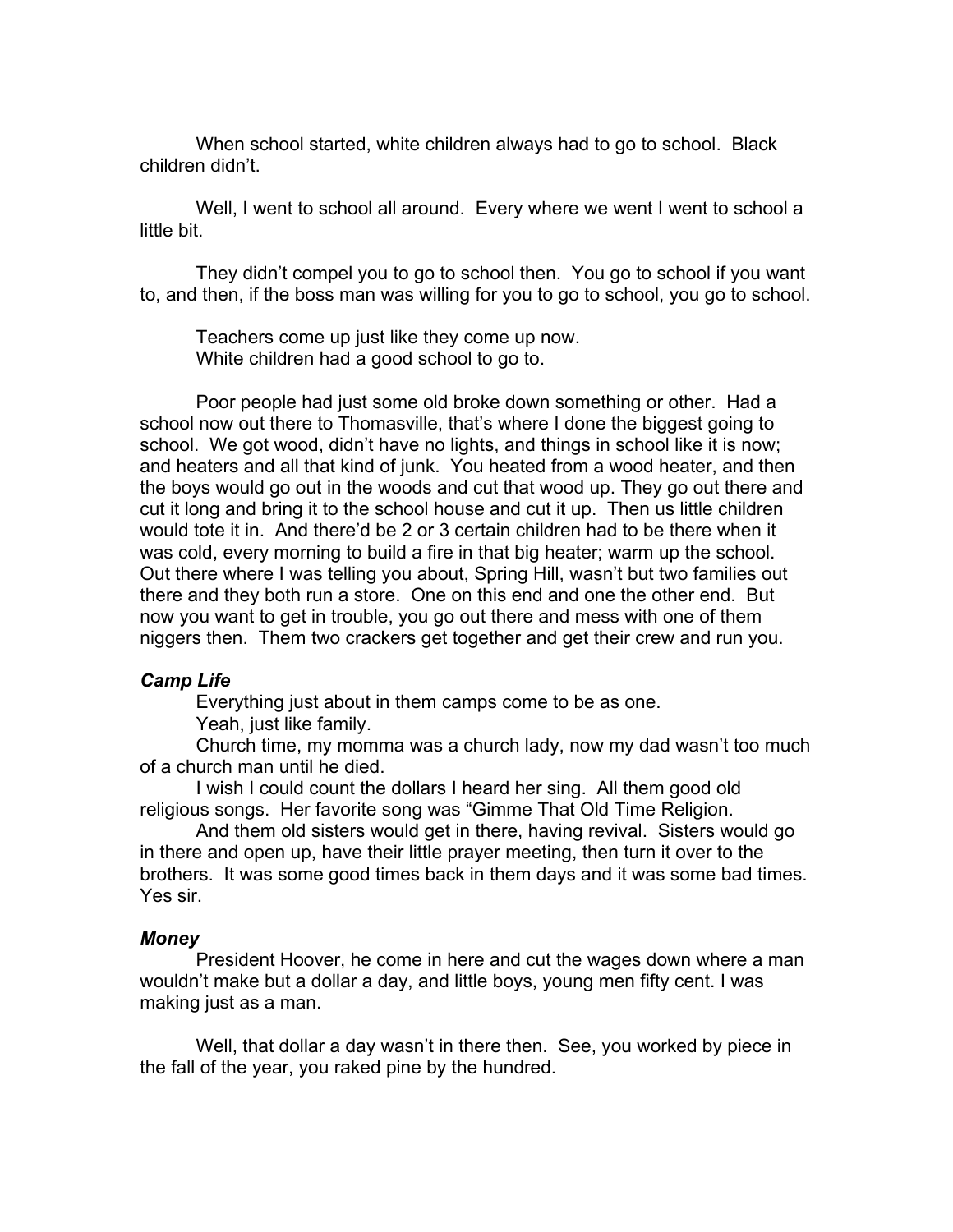When school started, white children always had to go to school. Black children didn't.

Well, I went to school all around. Every where we went I went to school a little bit.

They didn't compel you to go to school then. You go to school if you want to, and then, if the boss man was willing for you to go to school, you go to school.

Teachers come up just like they come up now.
White children had a good school to go to.

Poor people had just some old broke down something or other. Had a school now out there to Thomasville, that's where I done the biggest going to school. We got wood, didn't have no lights, and things in school like it is now; and heaters and all that kind of junk. You heated from a wood heater, and then the boys would go out in the woods and cut that wood up. They go out there and cut it long and bring it to the school house and cut it up. Then us little children would tote it in. And there'd be 2 or 3 certain children had to be there when it was cold, every morning to build a fire in that big heater; warm up the school. Out there where I was telling you about, Spring Hill, wasn't but two families out there and they both run a store. One on this end and one the other end. But now you want to get in trouble, you go out there and mess with one of them niggers then. Them two crackers get together and get their crew and run you.

### *Camp Life*

Everything just about in them camps come to be as one.

Yeah, just like family.

Church time, my momma was a church lady, now my dad wasn't too much of a church man until he died.

I wish I could count the dollars I heard her sing. All them good old religious songs. Her favorite song was "Gimme That Old Time Religion.

And them old sisters would get in there, having revival. Sisters would go in there and open up, have their little prayer meeting, then turn it over to the brothers. It was some good times back in them days and it was some bad times. Yes sir.

### *Money*

President Hoover, he come in here and cut the wages down where a man wouldn't make but a dollar a day, and little boys, young men fifty cent. I was making just as a man.

Well, that dollar a day wasn't in there then. See, you worked by piece in the fall of the year, you raked pine by the hundred.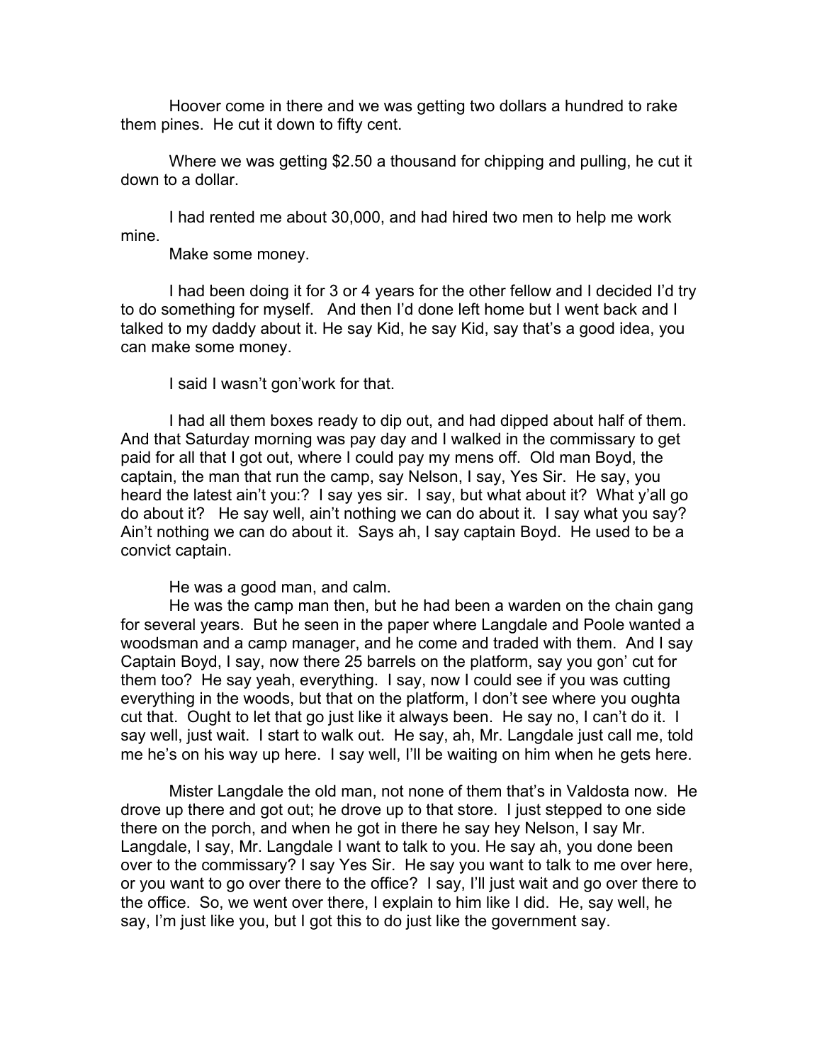Hoover come in there and we was getting two dollars a hundred to rake them pines. He cut it down to fifty cent.

Where we was getting $2.50 a thousand for chipping and pulling, he cut it down to a dollar.

I had rented me about 30,000, and had hired two men to help me work mine.

Make some money.

I had been doing it for 3 or 4 years for the other fellow and I decided I'd try to do something for myself. And then I'd done left home but I went back and I talked to my daddy about it. He say Kid, he say Kid, say that's a good idea, you can make some money.

I said I wasn't gon'work for that.

I had all them boxes ready to dip out, and had dipped about half of them. And that Saturday morning was pay day and I walked in the commissary to get paid for all that I got out, where I could pay my mens off. Old man Boyd, the captain, the man that run the camp, say Nelson, I say, Yes Sir. He say, you heard the latest ain't you:? I say yes sir. I say, but what about it? What y'all go do about it? He say well, ain't nothing we can do about it. I say what you say? Ain't nothing we can do about it. Says ah, I say captain Boyd. He used to be a convict captain.

He was a good man, and calm.

He was the camp man then, but he had been a warden on the chain gang for several years. But he seen in the paper where Langdale and Poole wanted a woodsman and a camp manager, and he come and traded with them. And I say Captain Boyd, I say, now there 25 barrels on the platform, say you gon' cut for them too? He say yeah, everything. I say, now I could see if you was cutting everything in the woods, but that on the platform, I don't see where you oughta cut that. Ought to let that go just like it always been. He say no, I can't do it. I say well, just wait. I start to walk out. He say, ah, Mr. Langdale just call me, told me he's on his way up here. I say well, I'll be waiting on him when he gets here.

Mister Langdale the old man, not none of them that's in Valdosta now. He drove up there and got out; he drove up to that store. I just stepped to one side there on the porch, and when he got in there he say hey Nelson, I say Mr. Langdale, I say, Mr. Langdale I want to talk to you. He say ah, you done been over to the commissary? I say Yes Sir. He say you want to talk to me over here, or you want to go over there to the office? I say, I'll just wait and go over there to the office. So, we went over there, I explain to him like I did. He, say well, he say, I'm just like you, but I got this to do just like the government say.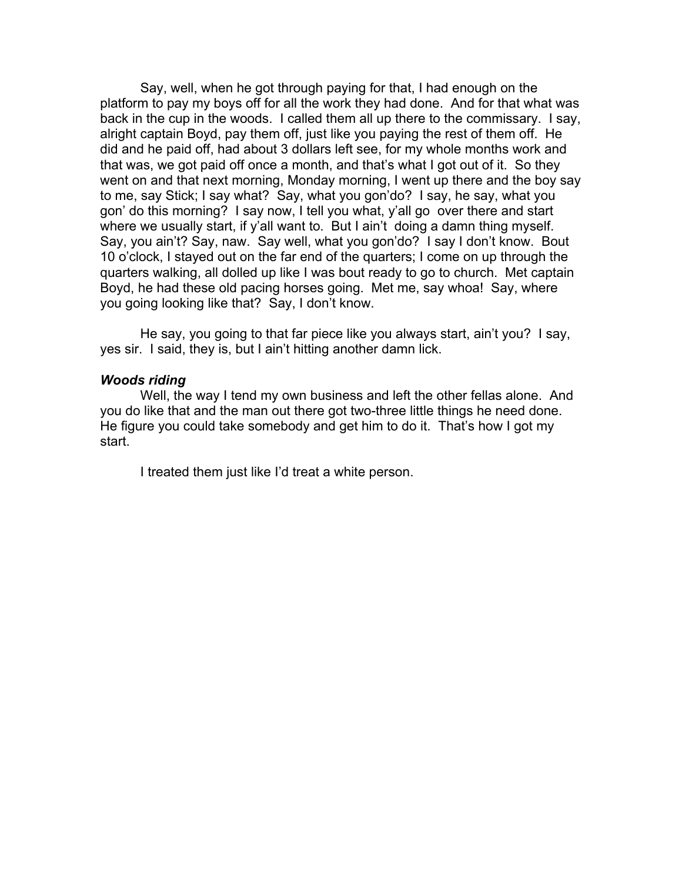Say, well, when he got through paying for that, I had enough on the platform to pay my boys off for all the work they had done. And for that what was back in the cup in the woods. I called them all up there to the commissary. I say, alright captain Boyd, pay them off, just like you paying the rest of them off. He did and he paid off, had about 3 dollars left see, for my whole months work and that was, we got paid off once a month, and that's what I got out of it. So they went on and that next morning, Monday morning, I went up there and the boy say to me, say Stick; I say what? Say, what you gon'do? I say, he say, what you gon' do this morning? I say now, I tell you what, y'all go over there and start where we usually start, if y'all want to. But I ain't doing a damn thing myself. Say, you ain't? Say, naw. Say well, what you gon'do? I say I don't know. Bout 10 o'clock, I stayed out on the far end of the quarters; I come on up through the quarters walking, all dolled up like I was bout ready to go to church. Met captain Boyd, he had these old pacing horses going. Met me, say whoa! Say, where you going looking like that? Say, I don't know.

He say, you going to that far piece like you always start, ain't you? I say, yes sir. I said, they is, but I ain't hitting another damn lick.

***Woods riding***

Well, the way I tend my own business and left the other fellas alone. And you do like that and the man out there got two-three little things he need done. He figure you could take somebody and get him to do it. That's how I got my start.

I treated them just like I'd treat a white person.